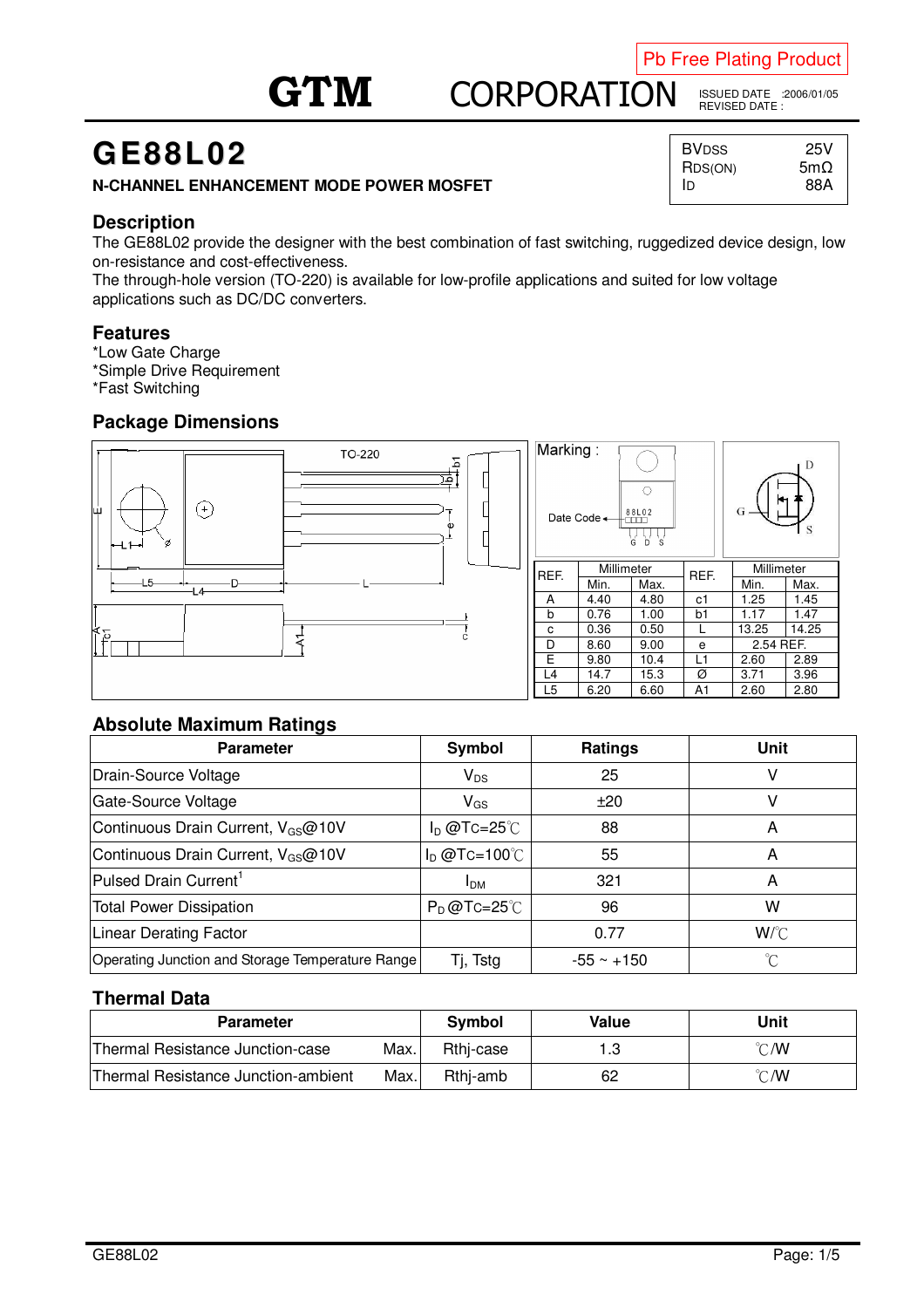Pb Free Plating Product

# GTM CORPORATION

ISSUED DATE :2006/01/05
REVISED DATE :

# GE88L02

**N-CHANNEL ENHANCEMENT MODE POWER MOSFET**

| | |
|---|---|
| $BV_{DSS}$ | 25V |
| $R_{DS(ON)}$ | 5mΩ |
| $I_D$ | 88A |

## Description

The GE88L02 provide the designer with the best combination of fast switching, ruggedized device design, low on-resistance and cost-effectiveness.
The through-hole version (TO-220) is available for low-profile applications and suited for low voltage applications such as DC/DC converters.

## Features

*Low Gate Charge
*Simple Drive Requirement
*Fast Switching

## Package Dimensions

TO-220

Marking :

Date Code

| REF. | Millimeter | | REF. | Millimeter | |
|---|---|---|---|---|---|
| | Min. | Max. | | Min. | Max. |
| A | 4.40 | 4.80 | c1 | 1.25 | 1.45 |
| b | 0.76 | 1.00 | b1 | 1.17 | 1.47 |
| c | 0.36 | 0.50 | L | 13.25 | 14.25 |
| D | 8.60 | 9.00 | e | 2.54 REF. | |
| E | 9.80 | 10.4 | L1 | 2.60 | 2.89 |
| L4 | 14.7 | 15.3 | Ø | 3.71 | 3.96 |
| L5 | 6.20 | 6.60 | A1 | 2.60 | 2.80 |

## Absolute Maximum Ratings

| Parameter | Symbol | Ratings | Unit |
|---|---|---|---|
| Drain-Source Voltage | $V_{DS}$ | 25 | V |
| Gate-Source Voltage | $V_{GS}$ | ±20 | V |
| Continuous Drain Current, $V_{GS}$@10V | $I_D$ @Tc=25℃ | 88 | A |
| Continuous Drain Current, $V_{GS}$@10V | $I_D$ @Tc=100℃ | 55 | A |
| Pulsed Drain Current[1] | $I_{DM}$ | 321 | A |
| Total Power Dissipation | $P_D$ @Tc=25℃ | 96 | W |
| Linear Derating Factor | | 0.77 | W/℃ |
| Operating Junction and Storage Temperature Range | Tj, Tstg | -55 ~ +150 | ℃ |

## Thermal Data

| Parameter | | Symbol | Value | Unit |
|---|---|---|---|---|
| Thermal Resistance Junction-case | Max. | Rthj-case | 1.3 | ℃/W |
| Thermal Resistance Junction-ambient | Max. | Rthj-amb | 62 | ℃/W |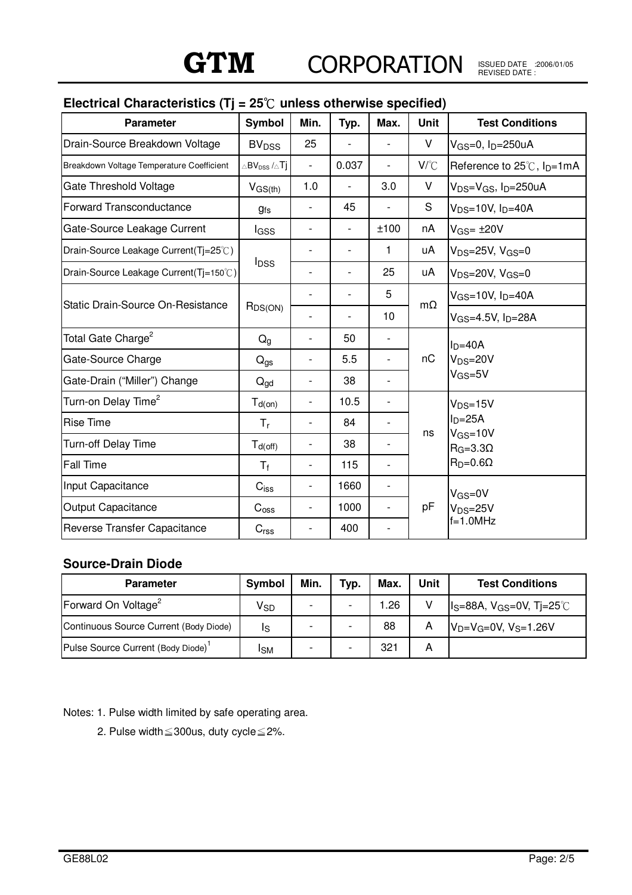## Electrical Characteristics (Tj = 25℃ unless otherwise specified)

| Parameter | Symbol | Min. | Typ. | Max. | Unit | Test Conditions |
|---|---|---|---|---|---|---|
| Drain-Source Breakdown Voltage | $BV_{DSS}$ | 25 | - | - | V | $V_{GS}$=0, $I_D$=250uA |
| Breakdown Voltage Temperature Coefficient | $\triangle BV_{DSS}/\triangle Tj$ | - | 0.037 | - | V/℃ | Reference to 25℃, $I_D$=1mA |
| Gate Threshold Voltage | $V_{GS(th)}$ | 1.0 | - | 3.0 | V | $V_{DS}=V_{GS}$, $I_D$=250uA |
| Forward Transconductance | $g_{fs}$ | - | 45 | - | S | $V_{DS}$=10V, $I_D$=40A |
| Gate-Source Leakage Current | $I_{GSS}$ | - | - | ±100 | nA | $V_{GS}$= ±20V |
| Drain-Source Leakage Current(Tj=25℃) | $I_{DSS}$ | - | - | 1 | uA | $V_{DS}$=25V, $V_{GS}$=0 |
| Drain-Source Leakage Current(Tj=150℃) | | - | - | 25 | uA | $V_{DS}$=20V, $V_{GS}$=0 |
| Static Drain-Source On-Resistance | $R_{DS(ON)}$ | - | - | 5 | mΩ | $V_{GS}$=10V, $I_D$=40A |
| | | - | - | 10 | | $V_{GS}$=4.5V, $I_D$=28A |
| Total Gate Charge[2] | $Q_g$ | - | 50 | - | nC | $I_D$=40A, $V_{DS}$=20V, $V_{GS}$=5V |
| Gate-Source Charge | $Q_{gs}$ | - | 5.5 | - | | |
| Gate-Drain ("Miller") Change | $Q_{gd}$ | - | 38 | - | | |
| Turn-on Delay Time[2] | $T_{d(on)}$ | - | 10.5 | - | ns | $V_{DS}$=15V, $I_D$=25A, $V_{GS}$=10V, $R_G$=3.3Ω, $R_D$=0.6Ω |
| Rise Time | $T_r$ | - | 84 | - | | |
| Turn-off Delay Time | $T_{d(off)}$ | - | 38 | - | | |
| Fall Time | $T_f$ | - | 115 | - | | |
| Input Capacitance | $C_{iss}$ | - | 1660 | - | pF | $V_{GS}$=0V, $V_{DS}$=25V, f=1.0MHz |
| Output Capacitance | $C_{oss}$ | - | 1000 | - | | |
| Reverse Transfer Capacitance | $C_{rss}$ | - | 400 | - | | |

### Source-Drain Diode

| Parameter | Symbol | Min. | Typ. | Max. | Unit | Test Conditions |
|---|---|---|---|---|---|---|
| Forward On Voltage[2] | $V_{SD}$ | - | - | 1.26 | V | $I_S$=88A, $V_{GS}$=0V, Tj=25℃ |
| Continuous Source Current (Body Diode) | $I_S$ | - | - | 88 | A | $V_D=V_G$=0V, $V_S$=1.26V |
| Pulse Source Current (Body Diode)[1] | $I_{SM}$ | - | - | 321 | A | |

Notes: 1. Pulse width limited by safe operating area.

2. Pulse width≦300us, duty cycle≦2%.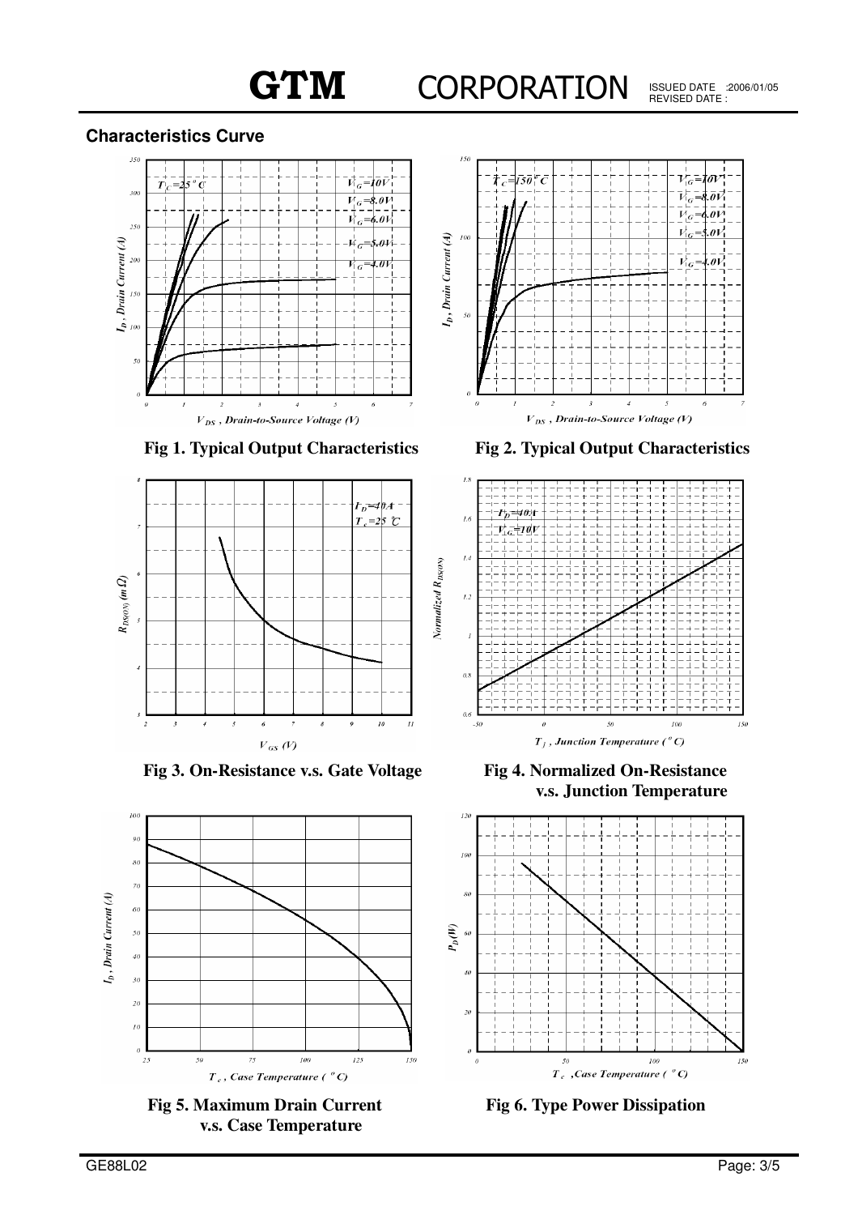## Characteristics Curve

Fig 1. Typical Output Characteristics

Fig 2. Typical Output Characteristics

Fig 3. On-Resistance v.s. Gate Voltage

Fig 4. Normalized On-Resistance v.s. Junction Temperature

Fig 5. Maximum Drain Current v.s. Case Temperature

Fig 6. Type Power Dissipation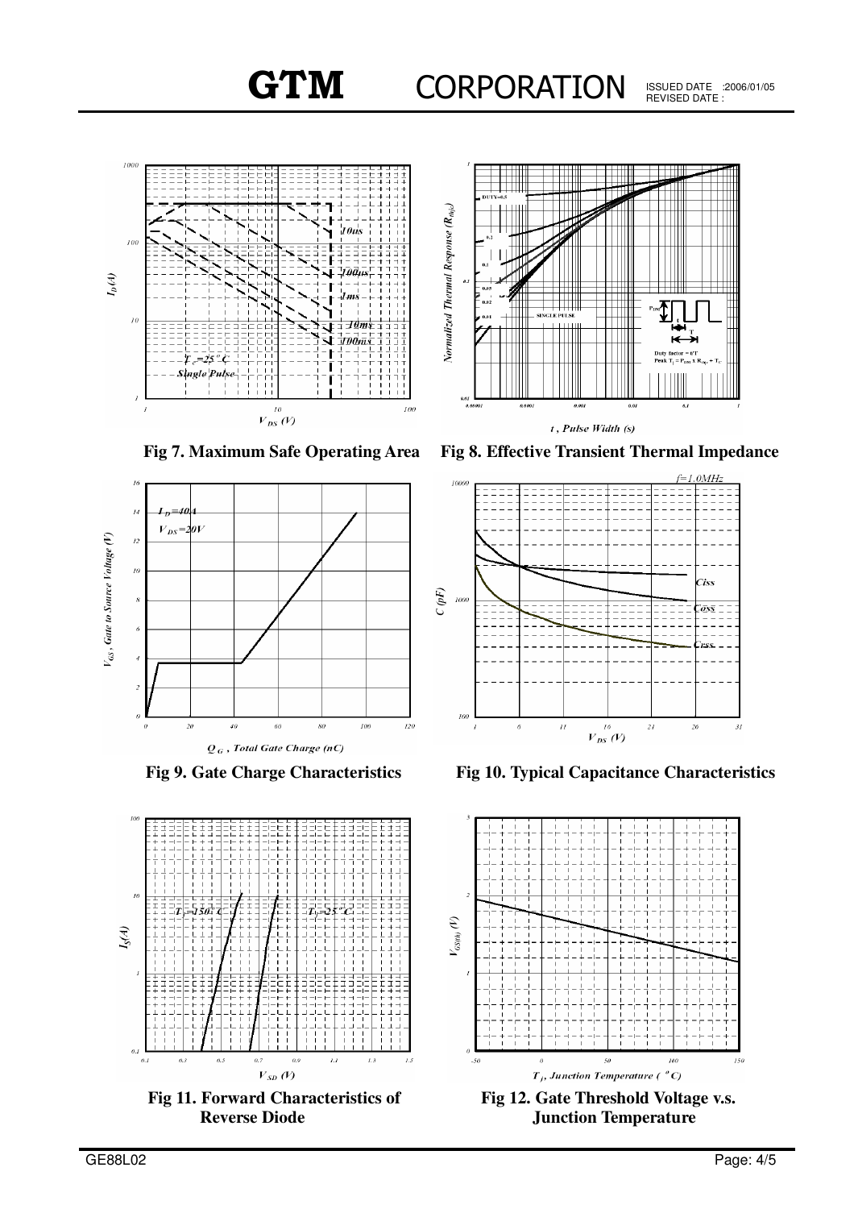Fig 7. Maximum Safe Operating Area

Fig 8. Effective Transient Thermal Impedance

Fig 9. Gate Charge Characteristics

Fig 10. Typical Capacitance Characteristics

Fig 11. Forward Characteristics of Reverse Diode

Fig 12. Gate Threshold Voltage v.s. Junction Temperature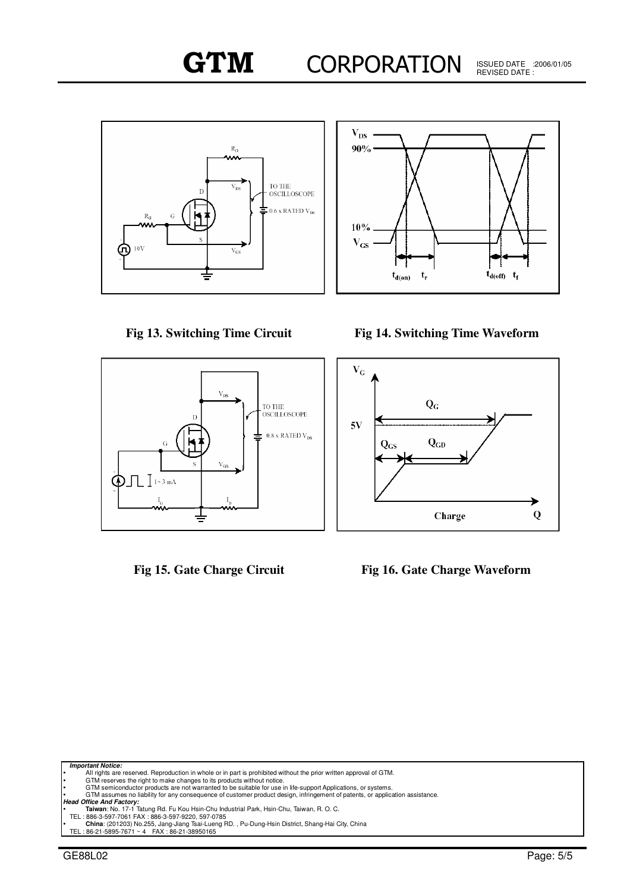$R_D$

$V_{DS}$

TO THE OSCILLOSCOPE

D

$R_G$

G

0.6 x RATED $V_{DS}$

S

10V

$V_{GS}$

$V_{DS}$

90%

10%

$V_{GS}$

$t_{d(on)}$ $t_r$

$t_{d(off)}$ $t_f$

**Fig 13. Switching Time Circuit**

**Fig 14. Switching Time Waveform**

$V_{DS}$

TO THE OSCILLOSCOPE

D

0.8 x RATED $V_{DS}$

G

S

$V_{GS}$

1~3 mA

$I_G$

$I_D$

$V_G$

$Q_G$

5V

$Q_{GS}$

$Q_{GD}$

Charge

Q

**Fig 15. Gate Charge Circuit**

**Fig 16. Gate Charge Waveform**

***Important Notice:***

- All rights are reserved. Reproduction in whole or in part is prohibited without the prior written approval of GTM.
- GTM reserves the right to make changes to its products without notice.
- GTM semiconductor products are not warranted to be suitable for use in life-support Applications, or systems.
- GTM assumes no liability for any consequence of customer product design, infringement of patents, or application assistance.

***Head Office And Factory:***

- **Taiwan**: No. 17-1 Tatung Rd. Fu Kou Hsin-Chu Industrial Park, Hsin-Chu, Taiwan, R. O. C.
  TEL : 886-3-597-7061 FAX : 886-3-597-9220, 597-0785
- **China**: (201203) No.255, Jang-Jiang Tsai-Lueng RD. , Pu-Dung-Hsin District, Shang-Hai City, China
  TEL : 86-21-5895-7671 ~ 4 FAX : 86-21-38950165